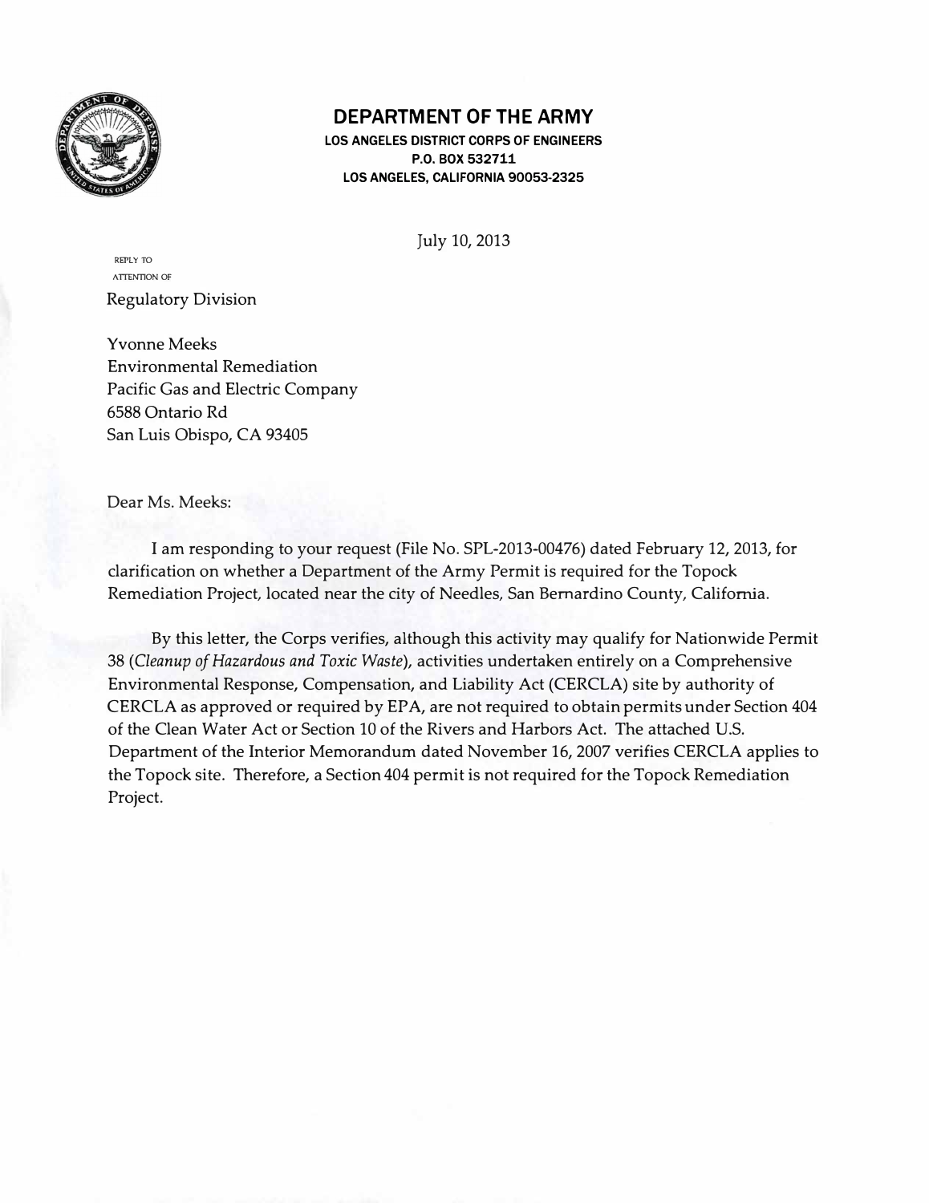# DEPARTMENT OF THE ARMY

**LOS ANGELES DISTRICT CORPS OF ENGINEERS**
**P.O. BOX 532711**
**LOS ANGELES, CALIFORNIA 90053-2325**

July 10, 2013

REPLY TO
ATTENTION OF

Regulatory Division

Yvonne Meeks
Environmental Remediation
Pacific Gas and Electric Company
6588 Ontario Rd
San Luis Obispo, CA 93405

Dear Ms. Meeks:

I am responding to your request (File No. SPL-2013-00476) dated February 12, 2013, for clarification on whether a Department of the Army Permit is required for the Topock Remediation Project, located near the city of Needles, San Bernardino County, California.

By this letter, the Corps verifies, although this activity may qualify for Nationwide Permit 38 (*Cleanup of Hazardous and Toxic Waste*), activities undertaken entirely on a Comprehensive Environmental Response, Compensation, and Liability Act (CERCLA) site by authority of CERCLA as approved or required by EPA, are not required to obtain permits under Section 404 of the Clean Water Act or Section 10 of the Rivers and Harbors Act. The attached U.S. Department of the Interior Memorandum dated November 16, 2007 verifies CERCLA applies to the Topock site. Therefore, a Section 404 permit is not required for the Topock Remediation Project.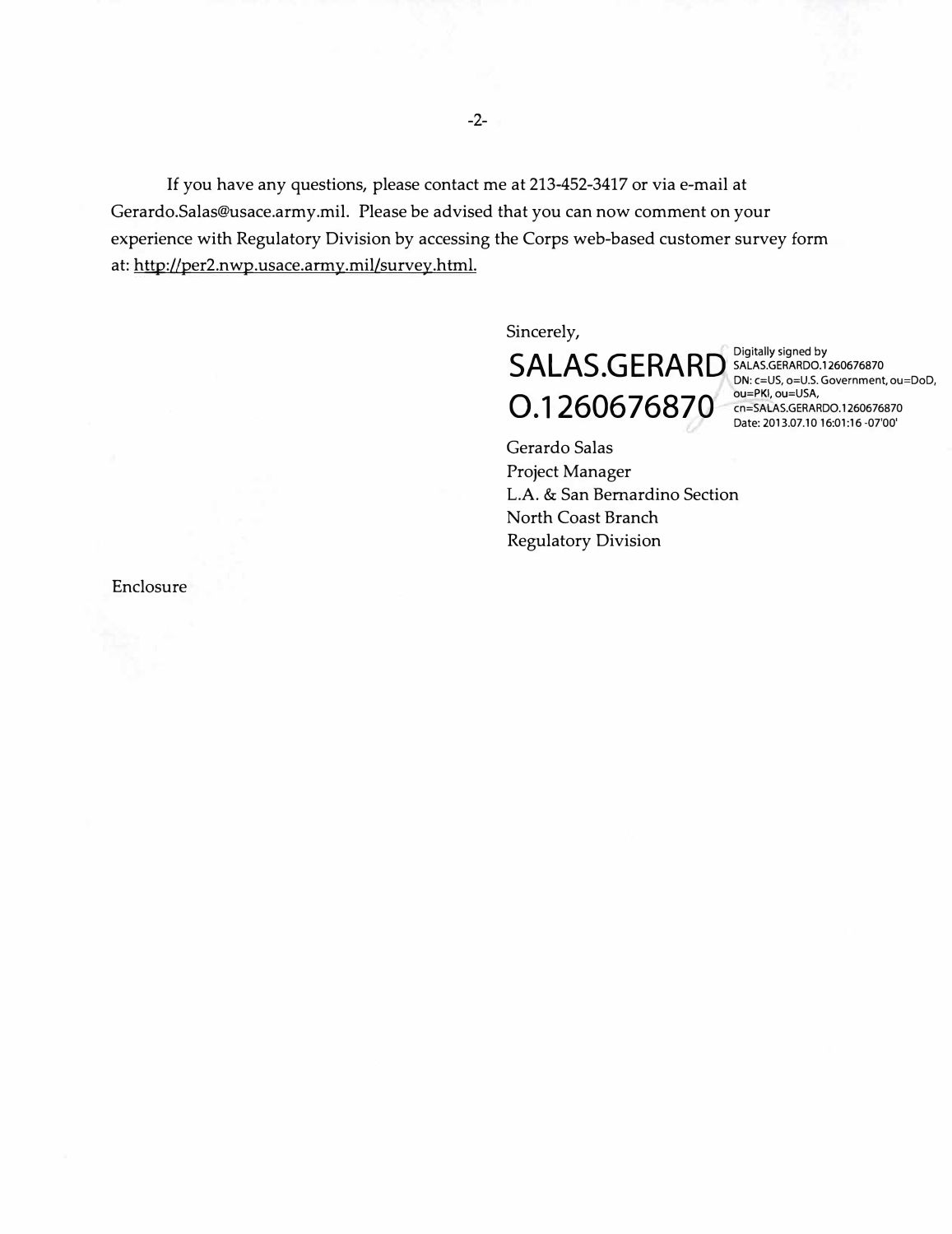If you have any questions, please contact me at 213-452-3417 or via e-mail at Gerardo.Salas@usace.army.mil. Please be advised that you can now comment on your experience with Regulatory Division by accessing the Corps web-based customer survey form at: http://per2.nwp.usace.army.mil/survey.html.

Sincerely,

SALAS.GERARDO.1260676870

Digitally signed by SALAS.GERARDO.1260676870
DN: c=US, o=U.S. Government, ou=DoD, ou=PKI, ou=USA, cn=SALAS.GERARDO.1260676870
Date: 2013.07.10 16:01:16 -07'00'

Gerardo Salas
Project Manager
L.A. & San Bernardino Section
North Coast Branch
Regulatory Division

Enclosure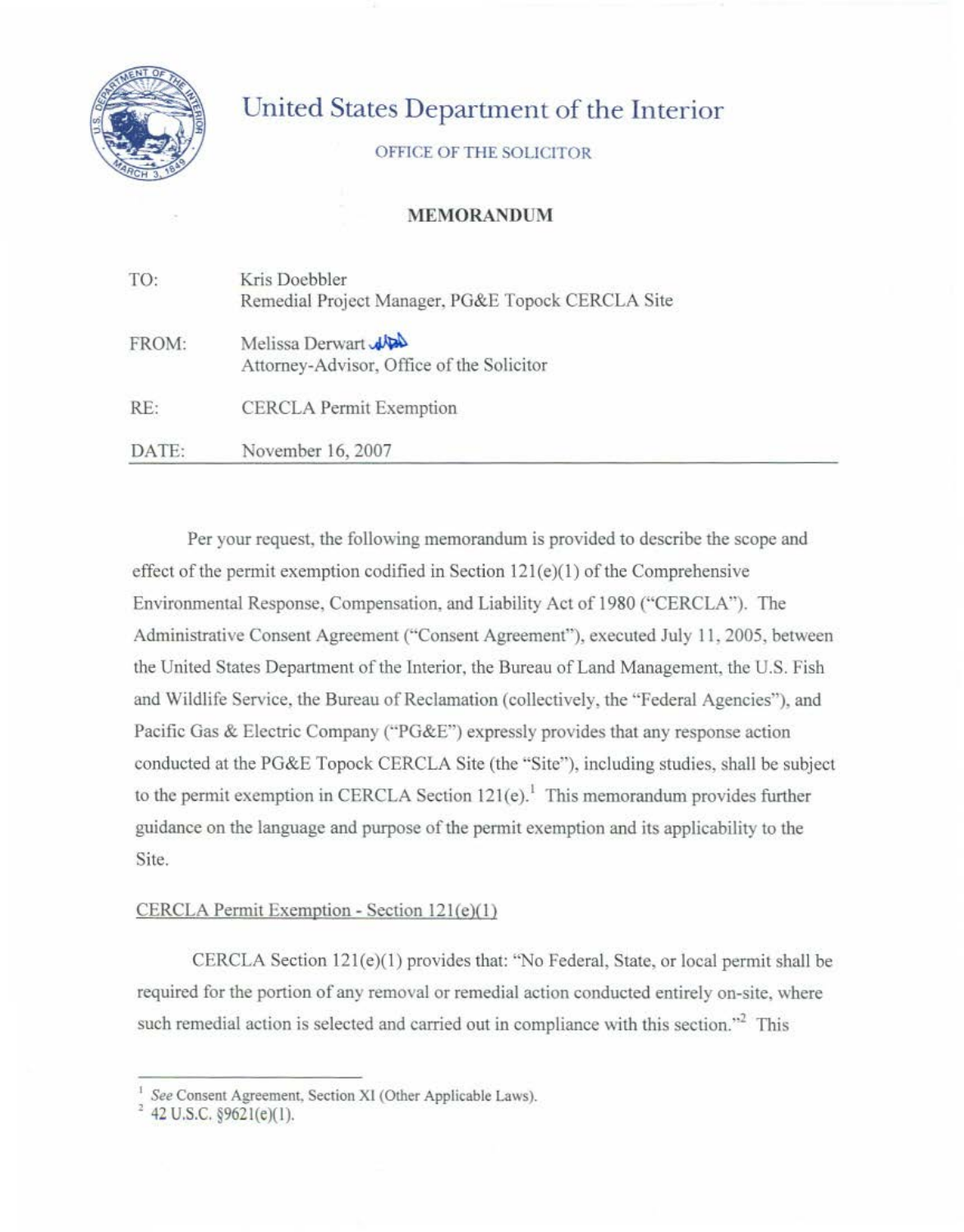United States Department of the Interior

OFFICE OF THE SOLICITOR

**MEMORANDUM**

| | |
|---|---|
| TO: | Kris Doebbler<br>Remedial Project Manager, PG&E Topock CERCLA Site |
| FROM: | Melissa Derwart<br>Attorney-Advisor, Office of the Solicitor |
| RE: | CERCLA Permit Exemption |
| DATE: | November 16, 2007 |

Per your request, the following memorandum is provided to describe the scope and effect of the permit exemption codified in Section 121(e)(1) of the Comprehensive Environmental Response, Compensation, and Liability Act of 1980 ("CERCLA"). The Administrative Consent Agreement ("Consent Agreement"), executed July 11, 2005, between the United States Department of the Interior, the Bureau of Land Management, the U.S. Fish and Wildlife Service, the Bureau of Reclamation (collectively, the "Federal Agencies"), and Pacific Gas & Electric Company ("PG&E") expressly provides that any response action conducted at the PG&E Topock CERCLA Site (the "Site"), including studies, shall be subject to the permit exemption in CERCLA Section 121(e).[1] This memorandum provides further guidance on the language and purpose of the permit exemption and its applicability to the Site.

CERCLA Permit Exemption - Section 121(e)(1)

CERCLA Section 121(e)(1) provides that: "No Federal, State, or local permit shall be required for the portion of any removal or remedial action conducted entirely on-site, where such remedial action is selected and carried out in compliance with this section."[2] This

[1] *See* Consent Agreement, Section XI (Other Applicable Laws).

[2] 42 U.S.C. §9621(e)(1).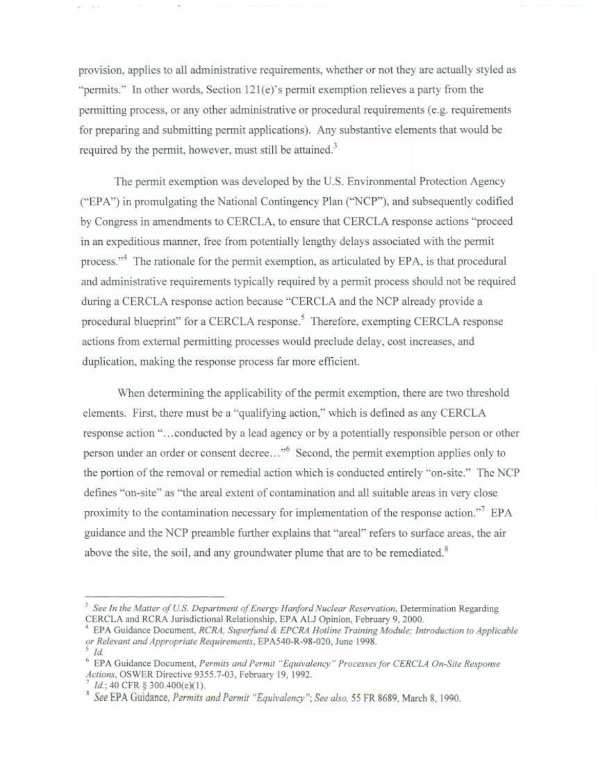provision, applies to all administrative requirements, whether or not they are actually styled as "permits." In other words, Section 121(e)'s permit exemption relieves a party from the permitting process, or any other administrative or procedural requirements (e.g. requirements for preparing and submitting permit applications). Any substantive elements that would be required by the permit, however, must still be attained.[3]

The permit exemption was developed by the U.S. Environmental Protection Agency ("EPA") in promulgating the National Contingency Plan ("NCP"), and subsequently codified by Congress in amendments to CERCLA, to ensure that CERCLA response actions "proceed in an expeditious manner, free from potentially lengthy delays associated with the permit process."[4] The rationale for the permit exemption, as articulated by EPA, is that procedural and administrative requirements typically required by a permit process should not be required during a CERCLA response action because "CERCLA and the NCP already provide a procedural blueprint" for a CERCLA response.[5] Therefore, exempting CERCLA response actions from external permitting processes would preclude delay, cost increases, and duplication, making the response process far more efficient.

When determining the applicability of the permit exemption, there are two threshold elements. First, there must be a "qualifying action," which is defined as any CERCLA response action "...conducted by a lead agency or by a potentially responsible person or other person under an order or consent decree..."[6] Second, the permit exemption applies only to the portion of the removal or remedial action which is conducted entirely "on-site." The NCP defines "on-site" as "the areal extent of contamination and all suitable areas in very close proximity to the contamination necessary for implementation of the response action."[7] EPA guidance and the NCP preamble further explains that "areal" refers to surface areas, the air above the site, the soil, and any groundwater plume that are to be remediated.[8]

---

[3] *See In the Matter of U.S. Department of Energy Hanford Nuclear Reservation*, Determination Regarding CERCLA and RCRA Jurisdictional Relationship, EPA ALJ Opinion, February 9, 2000.

[4] EPA Guidance Document, *RCRA, Superfund & EPCRA Hotline Training Module; Introduction to Applicable or Relevant and Appropriate Requirements*, EPA540-R-98-020, June 1998.

[5] *Id.*

[6] EPA Guidance Document, *Permits and Permit "Equivalency" Processes for CERCLA On-Site Response Actions*, OSWER Directive 9355.7-03, February 19, 1992.

[7] *Id.*; 40 CFR § 300.400(e)(1).

[8] *See* EPA Guidance, *Permits and Permit "Equivalency"*; *See also*, 55 FR 8689, March 8, 1990.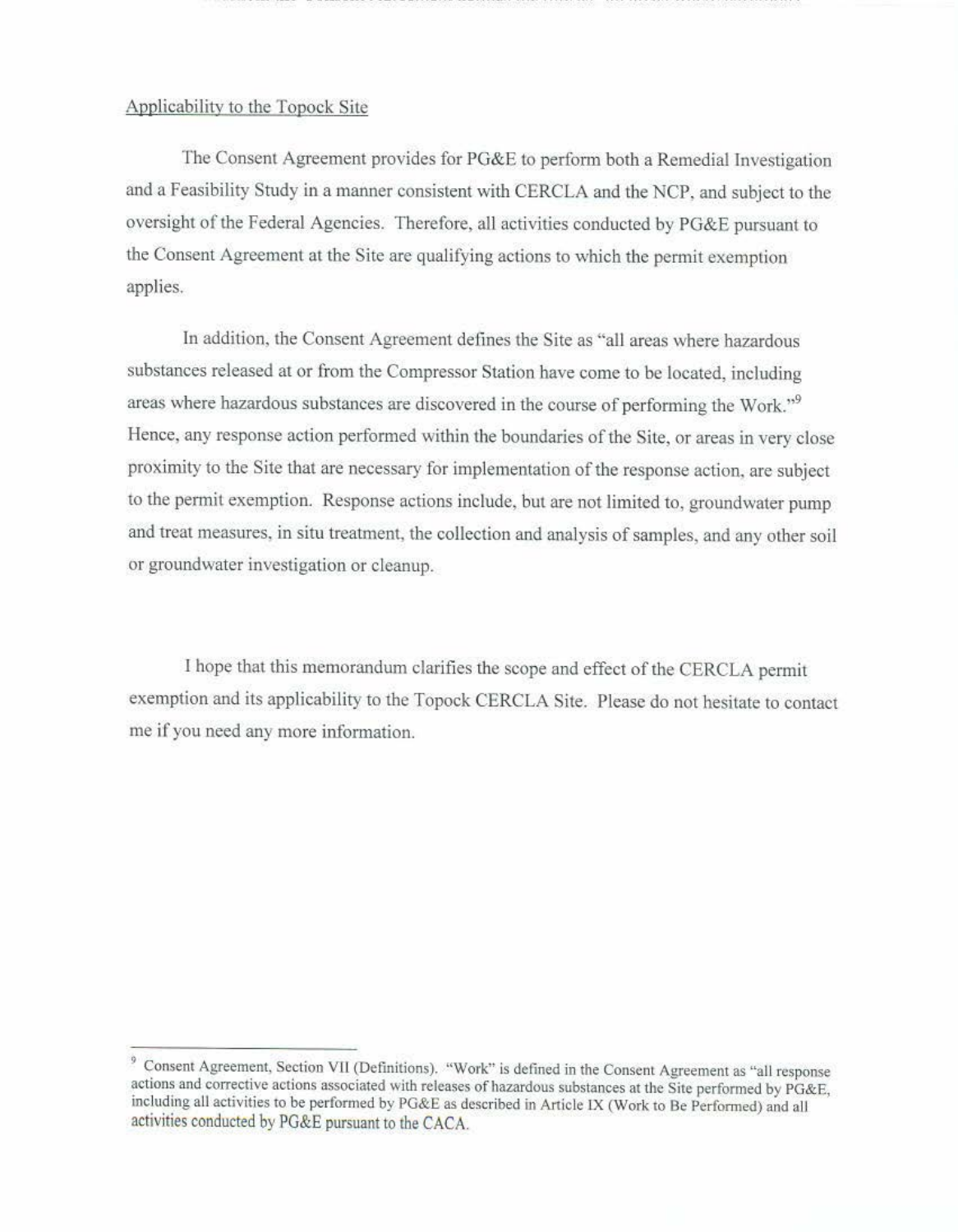Applicability to the Topock Site

The Consent Agreement provides for PG&E to perform both a Remedial Investigation and a Feasibility Study in a manner consistent with CERCLA and the NCP, and subject to the oversight of the Federal Agencies. Therefore, all activities conducted by PG&E pursuant to the Consent Agreement at the Site are qualifying actions to which the permit exemption applies.

In addition, the Consent Agreement defines the Site as "all areas where hazardous substances released at or from the Compressor Station have come to be located, including areas where hazardous substances are discovered in the course of performing the Work."[9] Hence, any response action performed within the boundaries of the Site, or areas in very close proximity to the Site that are necessary for implementation of the response action, are subject to the permit exemption. Response actions include, but are not limited to, groundwater pump and treat measures, in situ treatment, the collection and analysis of samples, and any other soil or groundwater investigation or cleanup.

I hope that this memorandum clarifies the scope and effect of the CERCLA permit exemption and its applicability to the Topock CERCLA Site. Please do not hesitate to contact me if you need any more information.

---

[9] Consent Agreement, Section VII (Definitions). "Work" is defined in the Consent Agreement as "all response actions and corrective actions associated with releases of hazardous substances at the Site performed by PG&E, including all activities to be performed by PG&E as described in Article IX (Work to Be Performed) and all activities conducted by PG&E pursuant to the CACA.